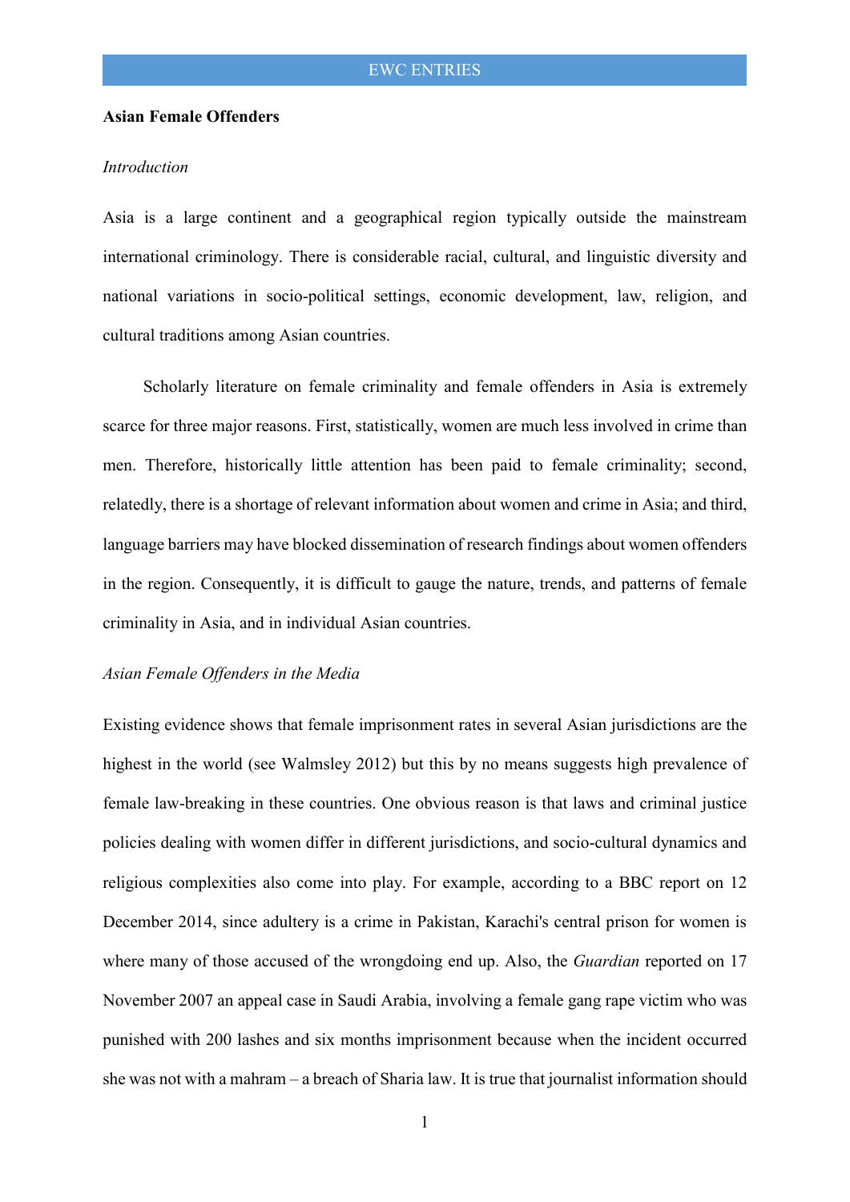**Asian Female Offenders**

*Introduction*

Asia is a large continent and a geographical region typically outside the mainstream international criminology. There is considerable racial, cultural, and linguistic diversity and national variations in socio-political settings, economic development, law, religion, and cultural traditions among Asian countries.

Scholarly literature on female criminality and female offenders in Asia is extremely scarce for three major reasons. First, statistically, women are much less involved in crime than men. Therefore, historically little attention has been paid to female criminality; second, relatedly, there is a shortage of relevant information about women and crime in Asia; and third, language barriers may have blocked dissemination of research findings about women offenders in the region. Consequently, it is difficult to gauge the nature, trends, and patterns of female criminality in Asia, and in individual Asian countries.

*Asian Female Offenders in the Media*

Existing evidence shows that female imprisonment rates in several Asian jurisdictions are the highest in the world (see Walmsley 2012) but this by no means suggests high prevalence of female law-breaking in these countries. One obvious reason is that laws and criminal justice policies dealing with women differ in different jurisdictions, and socio-cultural dynamics and religious complexities also come into play. For example, according to a BBC report on 12 December 2014, since adultery is a crime in Pakistan, Karachi's central prison for women is where many of those accused of the wrongdoing end up. Also, the *Guardian* reported on 17 November 2007 an appeal case in Saudi Arabia, involving a female gang rape victim who was punished with 200 lashes and six months imprisonment because when the incident occurred she was not with a mahram – a breach of Sharia law. It is true that journalist information should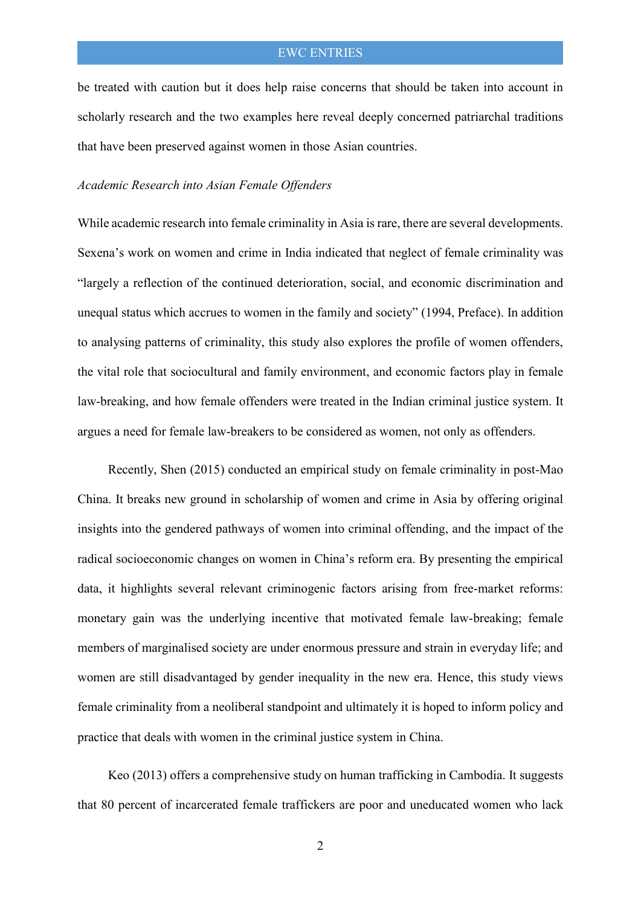be treated with caution but it does help raise concerns that should be taken into account in scholarly research and the two examples here reveal deeply concerned patriarchal traditions that have been preserved against women in those Asian countries.

*Academic Research into Asian Female Offenders*

While academic research into female criminality in Asia is rare, there are several developments. Sexena's work on women and crime in India indicated that neglect of female criminality was "largely a reflection of the continued deterioration, social, and economic discrimination and unequal status which accrues to women in the family and society" (1994, Preface). In addition to analysing patterns of criminality, this study also explores the profile of women offenders, the vital role that sociocultural and family environment, and economic factors play in female law-breaking, and how female offenders were treated in the Indian criminal justice system. It argues a need for female law-breakers to be considered as women, not only as offenders.

Recently, Shen (2015) conducted an empirical study on female criminality in post-Mao China. It breaks new ground in scholarship of women and crime in Asia by offering original insights into the gendered pathways of women into criminal offending, and the impact of the radical socioeconomic changes on women in China's reform era. By presenting the empirical data, it highlights several relevant criminogenic factors arising from free-market reforms: monetary gain was the underlying incentive that motivated female law-breaking; female members of marginalised society are under enormous pressure and strain in everyday life; and women are still disadvantaged by gender inequality in the new era. Hence, this study views female criminality from a neoliberal standpoint and ultimately it is hoped to inform policy and practice that deals with women in the criminal justice system in China.

Keo (2013) offers a comprehensive study on human trafficking in Cambodia. It suggests that 80 percent of incarcerated female traffickers are poor and uneducated women who lack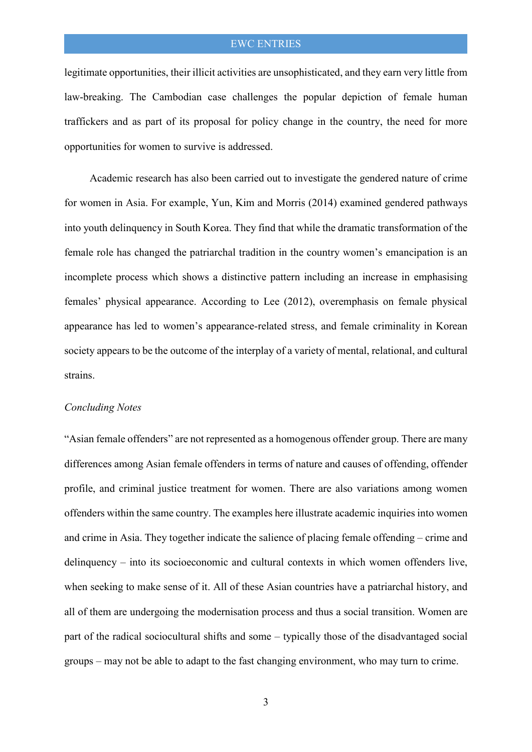legitimate opportunities, their illicit activities are unsophisticated, and they earn very little from law-breaking. The Cambodian case challenges the popular depiction of female human traffickers and as part of its proposal for policy change in the country, the need for more opportunities for women to survive is addressed.

Academic research has also been carried out to investigate the gendered nature of crime for women in Asia. For example, Yun, Kim and Morris (2014) examined gendered pathways into youth delinquency in South Korea. They find that while the dramatic transformation of the female role has changed the patriarchal tradition in the country women's emancipation is an incomplete process which shows a distinctive pattern including an increase in emphasising females' physical appearance. According to Lee (2012), overemphasis on female physical appearance has led to women's appearance-related stress, and female criminality in Korean society appears to be the outcome of the interplay of a variety of mental, relational, and cultural strains.

*Concluding Notes*

"Asian female offenders" are not represented as a homogenous offender group. There are many differences among Asian female offenders in terms of nature and causes of offending, offender profile, and criminal justice treatment for women. There are also variations among women offenders within the same country. The examples here illustrate academic inquiries into women and crime in Asia. They together indicate the salience of placing female offending – crime and delinquency – into its socioeconomic and cultural contexts in which women offenders live, when seeking to make sense of it. All of these Asian countries have a patriarchal history, and all of them are undergoing the modernisation process and thus a social transition. Women are part of the radical sociocultural shifts and some – typically those of the disadvantaged social groups – may not be able to adapt to the fast changing environment, who may turn to crime.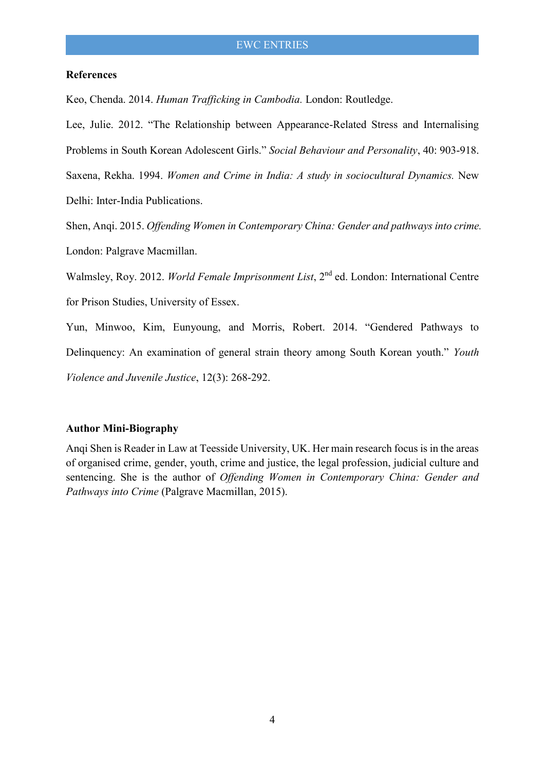**References**

Keo, Chenda. 2014. *Human Trafficking in Cambodia.* London: Routledge.

Lee, Julie. 2012. "The Relationship between Appearance-Related Stress and Internalising Problems in South Korean Adolescent Girls." *Social Behaviour and Personality*, 40: 903-918.

Saxena, Rekha. 1994. *Women and Crime in India: A study in sociocultural Dynamics.* New Delhi: Inter-India Publications.

Shen, Anqi. 2015. *Offending Women in Contemporary China: Gender and pathways into crime.* London: Palgrave Macmillan.

Walmsley, Roy. 2012. *World Female Imprisonment List*, 2nd ed. London: International Centre for Prison Studies, University of Essex.

Yun, Minwoo, Kim, Eunyoung, and Morris, Robert. 2014. "Gendered Pathways to Delinquency: An examination of general strain theory among South Korean youth." *Youth Violence and Juvenile Justice*, 12(3): 268-292.

**Author Mini-Biography**

Anqi Shen is Reader in Law at Teesside University, UK. Her main research focus is in the areas of organised crime, gender, youth, crime and justice, the legal profession, judicial culture and sentencing. She is the author of *Offending Women in Contemporary China: Gender and Pathways into Crime* (Palgrave Macmillan, 2015).